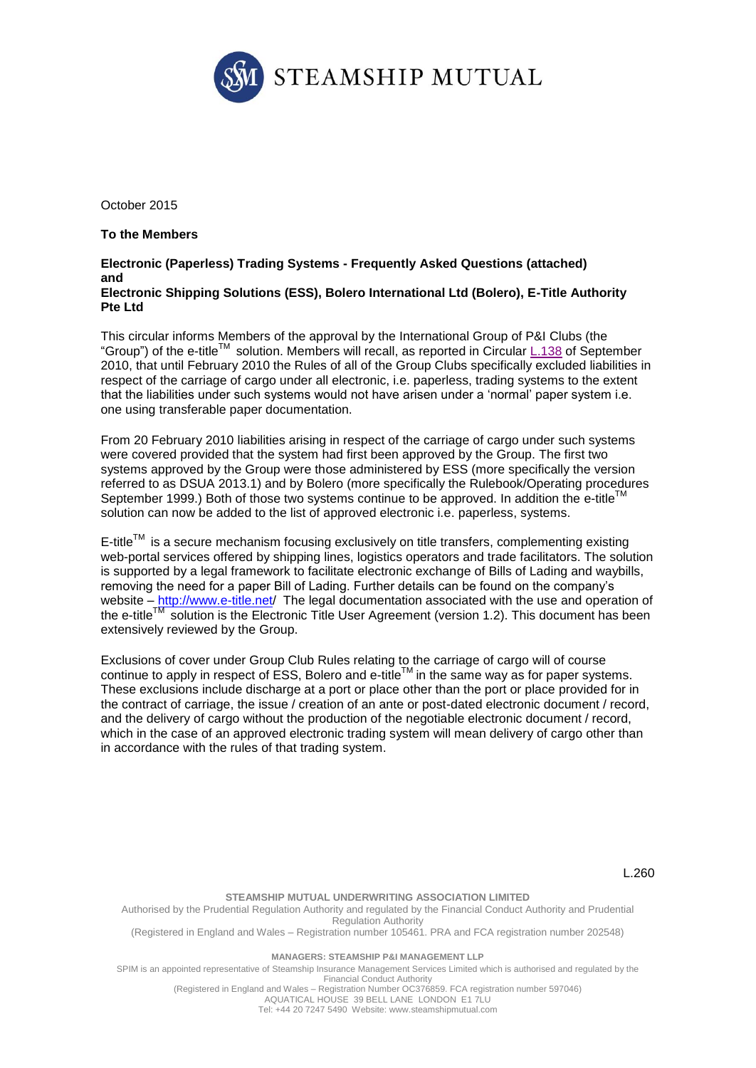October 2015

**To the Members**

**Electronic (Paperless) Trading Systems - Frequently Asked Questions (attached) and Electronic Shipping Solutions (ESS), Bolero International Ltd (Bolero), E-Title Authority Pte Ltd**

This circular informs Members of the approval by the International Group of P&I Clubs (the "Group") of the e-title™ solution. Members will recall, as reported in Circular L.138 of September 2010, that until February 2010 the Rules of all of the Group Clubs specifically excluded liabilities in respect of the carriage of cargo under all electronic, i.e. paperless, trading systems to the extent that the liabilities under such systems would not have arisen under a 'normal' paper system i.e. one using transferable paper documentation.

From 20 February 2010 liabilities arising in respect of the carriage of cargo under such systems were covered provided that the system had first been approved by the Group. The first two systems approved by the Group were those administered by ESS (more specifically the version referred to as DSUA 2013.1) and by Bolero (more specifically the Rulebook/Operating procedures September 1999.) Both of those two systems continue to be approved. In addition the e-title™ solution can now be added to the list of approved electronic i.e. paperless, systems.

E-title™ is a secure mechanism focusing exclusively on title transfers, complementing existing web-portal services offered by shipping lines, logistics operators and trade facilitators. The solution is supported by a legal framework to facilitate electronic exchange of Bills of Lading and waybills, removing the need for a paper Bill of Lading. Further details can be found on the company's website – http://www.e-title.net/ The legal documentation associated with the use and operation of the e-title™ solution is the Electronic Title User Agreement (version 1.2). This document has been extensively reviewed by the Group.

Exclusions of cover under Group Club Rules relating to the carriage of cargo will of course continue to apply in respect of ESS, Bolero and e-title™ in the same way as for paper systems. These exclusions include discharge at a port or place other than the port or place provided for in the contract of carriage, the issue / creation of an ante or post-dated electronic document / record, and the delivery of cargo without the production of the negotiable electronic document / record, which in the case of an approved electronic trading system will mean delivery of cargo other than in accordance with the rules of that trading system.

L.260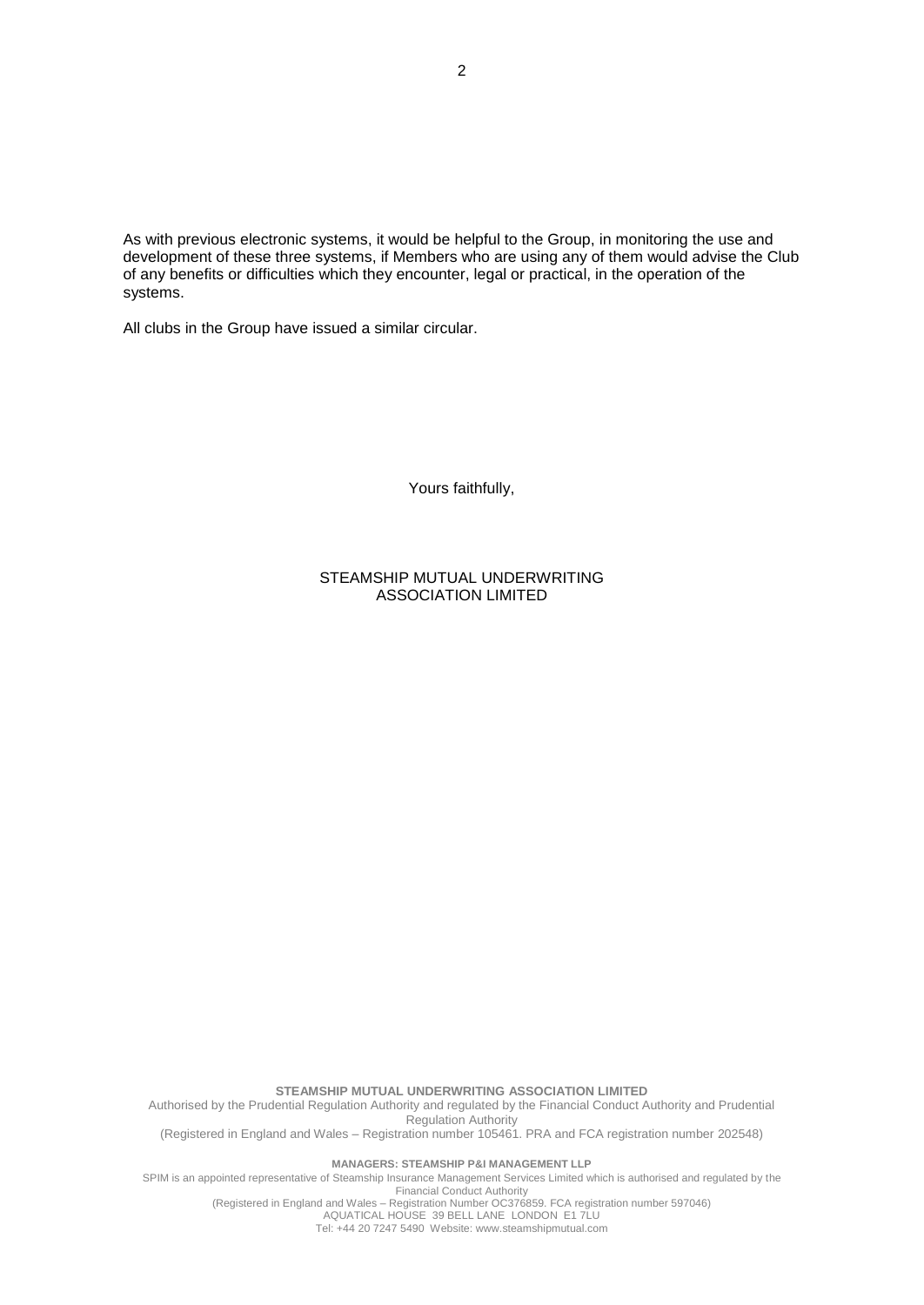As with previous electronic systems, it would be helpful to the Group, in monitoring the use and development of these three systems, if Members who are using any of them would advise the Club of any benefits or difficulties which they encounter, legal or practical, in the operation of the systems.

All clubs in the Group have issued a similar circular.

Yours faithfully,

STEAMSHIP MUTUAL UNDERWRITING ASSOCIATION LIMITED

**STEAMSHIP MUTUAL UNDERWRITING ASSOCIATION LIMITED**

Authorised by the Prudential Regulation Authority and regulated by the Financial Conduct Authority and Prudential Regulation Authority

(Registered in England and Wales – Registration number 105461. PRA and FCA registration number 202548)

**MANAGERS: STEAMSHIP P&I MANAGEMENT LLP**

SPIM is an appointed representative of Steamship Insurance Management Services Limited which is authorised and regulated by the Financial Conduct Authority

(Registered in England and Wales – Registration Number OC376859. FCA registration number 597046)

AQUATICAL HOUSE 39 BELL LANE LONDON E1 7LU

Tel: +44 20 7247 5490 Website: www.steamshipmutual.com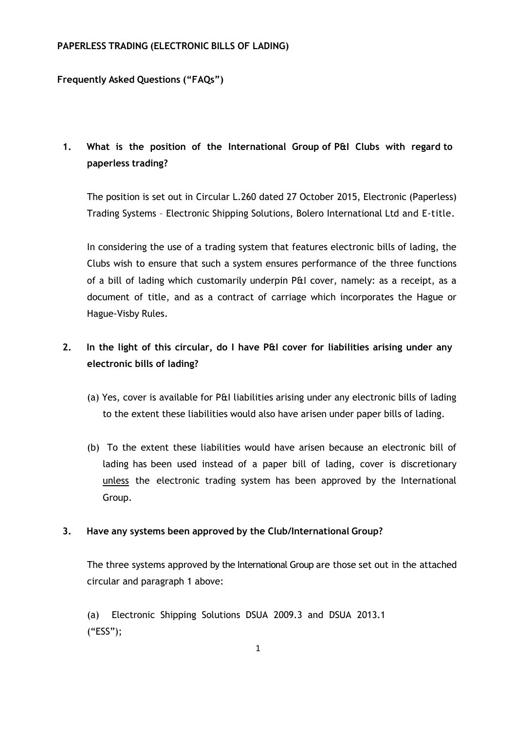**PAPERLESS TRADING (ELECTRONIC BILLS OF LADING)**

**Frequently Asked Questions ("FAQs")**

1. **What is the position of the International Group of P&I Clubs with regard to paperless trading?**

   The position is set out in Circular L.260 dated 27 October 2015, Electronic (Paperless) Trading Systems – Electronic Shipping Solutions, Bolero International Ltd and E-title.

   In considering the use of a trading system that features electronic bills of lading, the Clubs wish to ensure that such a system ensures performance of the three functions of a bill of lading which customarily underpin P&I cover, namely: as a receipt, as a document of title, and as a contract of carriage which incorporates the Hague or Hague-Visby Rules.

2. **In the light of this circular, do I have P&I cover for liabilities arising under any electronic bills of lading?**

   (a) Yes, cover is available for P&I liabilities arising under any electronic bills of lading to the extent these liabilities would also have arisen under paper bills of lading.

   (b) To the extent these liabilities would have arisen because an electronic bill of lading has been used instead of a paper bill of lading, cover is discretionary <u>unless</u> the electronic trading system has been approved by the International Group.

3. **Have any systems been approved by the Club/International Group?**

   The three systems approved by the International Group are those set out in the attached circular and paragraph 1 above:

   (a) Electronic Shipping Solutions DSUA 2009.3 and DSUA 2013.1 ("ESS");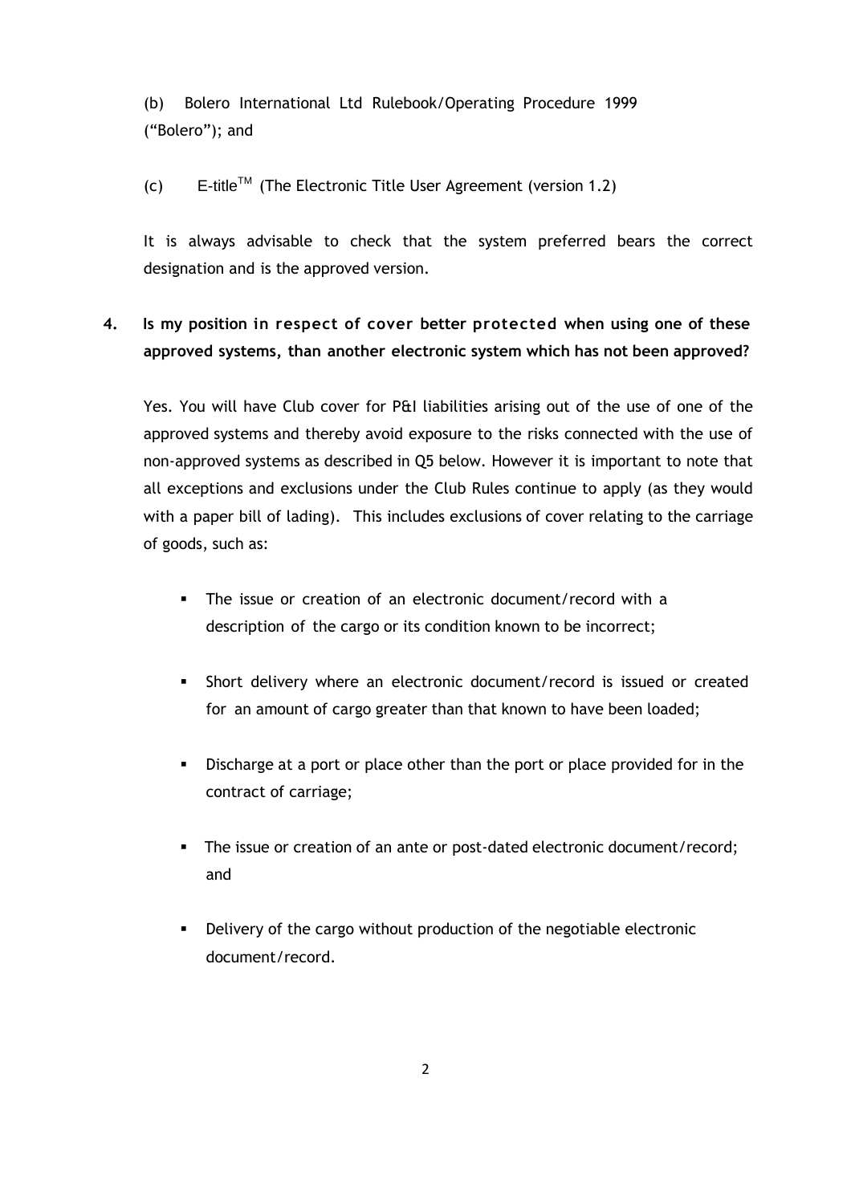(b) Bolero International Ltd Rulebook/Operating Procedure 1999 ("Bolero"); and

(c) E-title™ (The Electronic Title User Agreement (version 1.2)

It is always advisable to check that the system preferred bears the correct designation and is the approved version.

**4. Is my position in respect of cover better protected when using one of these approved systems, than another electronic system which has not been approved?**

Yes. You will have Club cover for P&I liabilities arising out of the use of one of the approved systems and thereby avoid exposure to the risks connected with the use of non-approved systems as described in Q5 below. However it is important to note that all exceptions and exclusions under the Club Rules continue to apply (as they would with a paper bill of lading). This includes exclusions of cover relating to the carriage of goods, such as:

- The issue or creation of an electronic document/record with a description of the cargo or its condition known to be incorrect;
- Short delivery where an electronic document/record is issued or created for an amount of cargo greater than that known to have been loaded;
- Discharge at a port or place other than the port or place provided for in the contract of carriage;
- The issue or creation of an ante or post-dated electronic document/record; and
- Delivery of the cargo without production of the negotiable electronic document/record.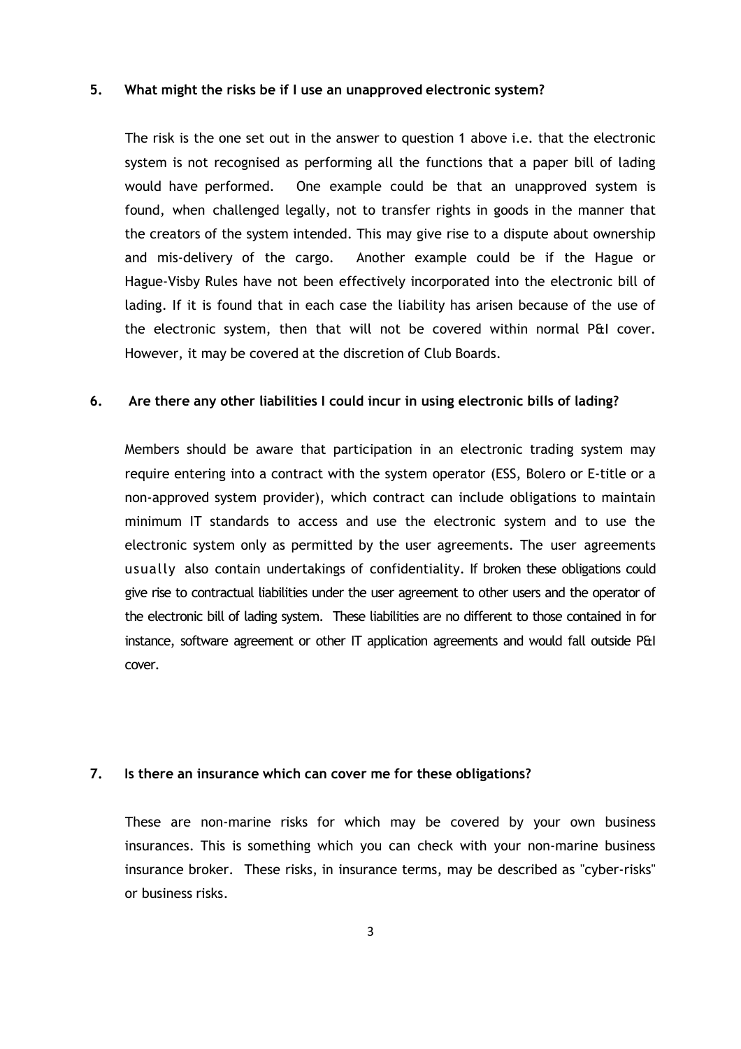## 5. What might the risks be if I use an unapproved electronic system?

The risk is the one set out in the answer to question 1 above i.e. that the electronic system is not recognised as performing all the functions that a paper bill of lading would have performed. One example could be that an unapproved system is found, when challenged legally, not to transfer rights in goods in the manner that the creators of the system intended. This may give rise to a dispute about ownership and mis-delivery of the cargo. Another example could be if the Hague or Hague-Visby Rules have not been effectively incorporated into the electronic bill of lading. If it is found that in each case the liability has arisen because of the use of the electronic system, then that will not be covered within normal P&I cover. However, it may be covered at the discretion of Club Boards.

## 6. Are there any other liabilities I could incur in using electronic bills of lading?

Members should be aware that participation in an electronic trading system may require entering into a contract with the system operator (ESS, Bolero or E-title or a non-approved system provider), which contract can include obligations to maintain minimum IT standards to access and use the electronic system and to use the electronic system only as permitted by the user agreements. The user agreements usually also contain undertakings of confidentiality. If broken these obligations could give rise to contractual liabilities under the user agreement to other users and the operator of the electronic bill of lading system. These liabilities are no different to those contained in for instance, software agreement or other IT application agreements and would fall outside P&I cover.

## 7. Is there an insurance which can cover me for these obligations?

These are non-marine risks for which may be covered by your own business insurances. This is something which you can check with your non-marine business insurance broker. These risks, in insurance terms, may be described as "cyber-risks" or business risks.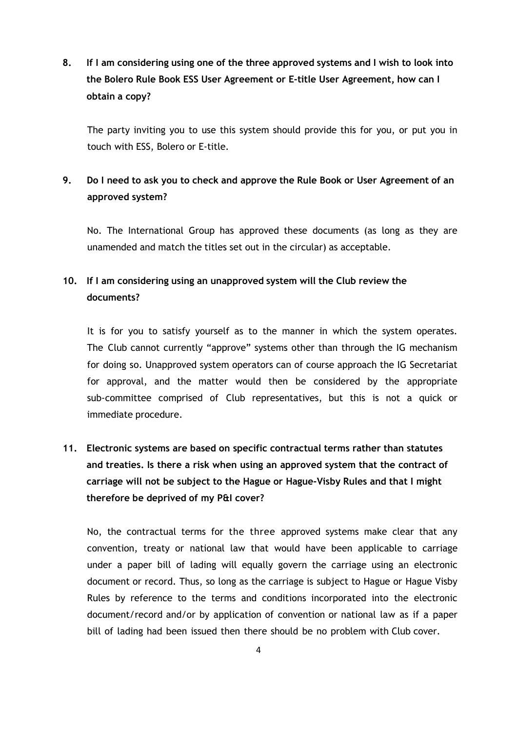**8. If I am considering using one of the three approved systems and I wish to look into the Bolero Rule Book ESS User Agreement or E-title User Agreement, how can I obtain a copy?**

The party inviting you to use this system should provide this for you, or put you in touch with ESS, Bolero or E-title.

**9. Do I need to ask you to check and approve the Rule Book or User Agreement of an approved system?**

No. The International Group has approved these documents (as long as they are unamended and match the titles set out in the circular) as acceptable.

**10. If I am considering using an unapproved system will the Club review the documents?**

It is for you to satisfy yourself as to the manner in which the system operates. The Club cannot currently "approve" systems other than through the IG mechanism for doing so. Unapproved system operators can of course approach the IG Secretariat for approval, and the matter would then be considered by the appropriate sub-committee comprised of Club representatives, but this is not a quick or immediate procedure.

**11. Electronic systems are based on specific contractual terms rather than statutes and treaties. Is there a risk when using an approved system that the contract of carriage will not be subject to the Hague or Hague-Visby Rules and that I might therefore be deprived of my P&I cover?**

No, the contractual terms for the three approved systems make clear that any convention, treaty or national law that would have been applicable to carriage under a paper bill of lading will equally govern the carriage using an electronic document or record. Thus, so long as the carriage is subject to Hague or Hague Visby Rules by reference to the terms and conditions incorporated into the electronic document/record and/or by application of convention or national law as if a paper bill of lading had been issued then there should be no problem with Club cover.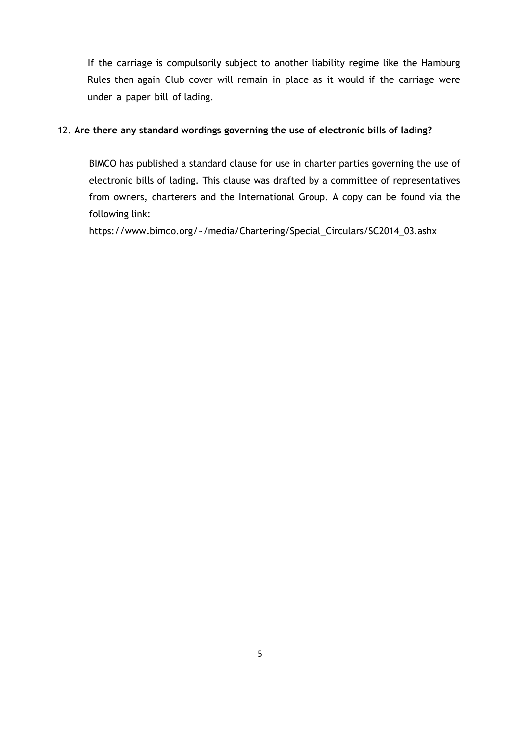If the carriage is compulsorily subject to another liability regime like the Hamburg Rules then again Club cover will remain in place as it would if the carriage were under a paper bill of lading.

12. **Are there any standard wordings governing the use of electronic bills of lading?**

BIMCO has published a standard clause for use in charter parties governing the use of electronic bills of lading. This clause was drafted by a committee of representatives from owners, charterers and the International Group. A copy can be found via the following link:

https://www.bimco.org/~/media/Chartering/Special_Circulars/SC2014_03.ashx